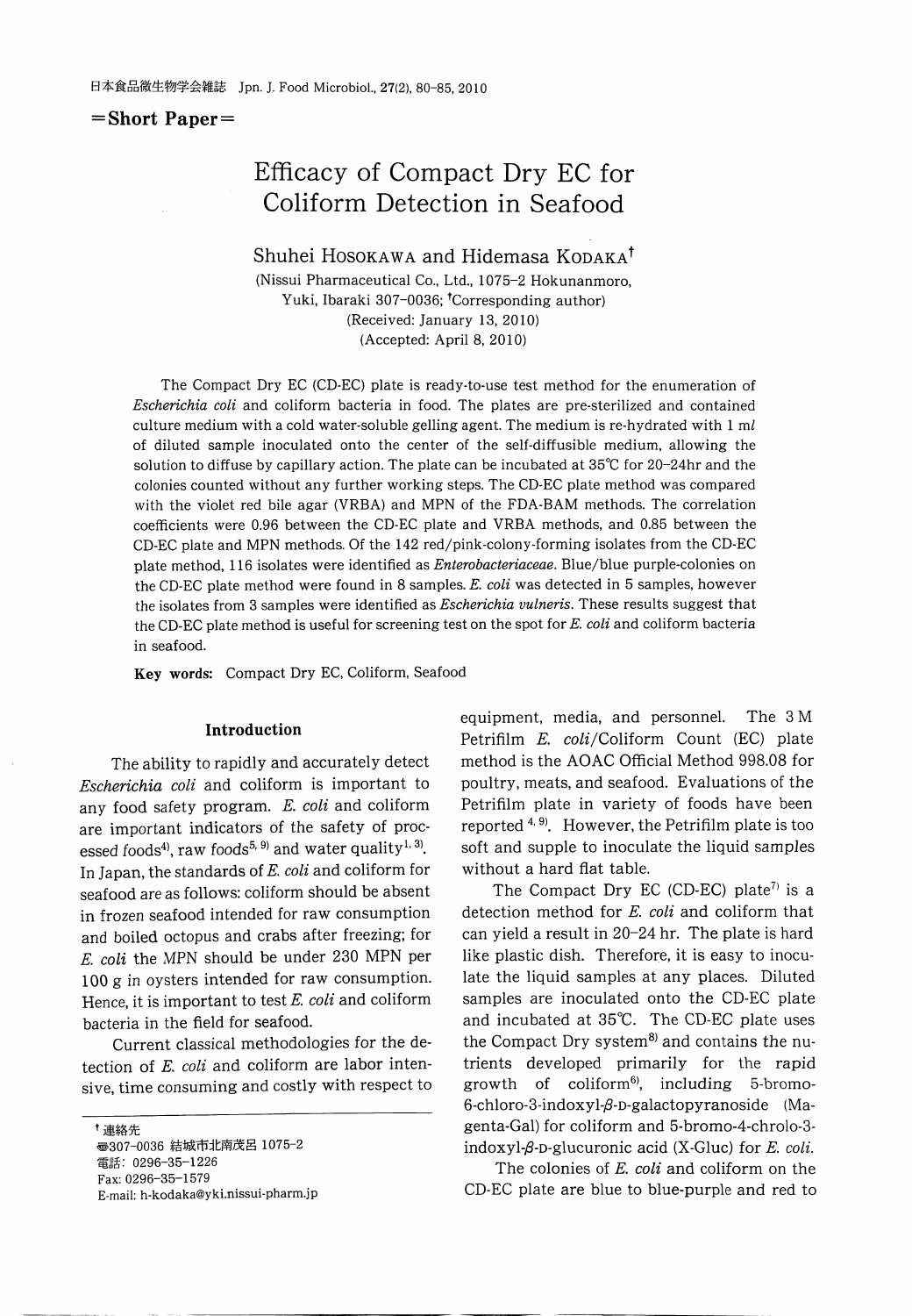=**Short Paper**=

# Efficacy of Compact Dry EC for Coliform Detection in Seafood

Shuhei HOSOKAWA and Hidemasa KODAKA[†]

(Nissui Pharmaceutical Co., Ltd., 1075-2 Hokunanmoro, Yuki, Ibaraki 307-0036; [†]Corresponding author)
(Received: January 13, 2010)
(Accepted: April 8, 2010)

The Compact Dry EC (CD-EC) plate is ready-to-use test method for the enumeration of *Escherichia coli* and coliform bacteria in food. The plates are pre-sterilized and contained culture medium with a cold water-soluble gelling agent. The medium is re-hydrated with 1 m*l* of diluted sample inoculated onto the center of the self-diffusible medium, allowing the solution to diffuse by capillary action. The plate can be incubated at 35℃ for 20–24hr and the colonies counted without any further working steps. The CD-EC plate method was compared with the violet red bile agar (VRBA) and MPN of the FDA-BAM methods. The correlation coefficients were 0.96 between the CD-EC plate and VRBA methods, and 0.85 between the CD-EC plate and MPN methods. Of the 142 red/pink-colony-forming isolates from the CD-EC plate method, 116 isolates were identified as *Enterobacteriaceae*. Blue/blue purple-colonies on the CD-EC plate method were found in 8 samples. *E. coli* was detected in 5 samples, however the isolates from 3 samples were identified as *Escherichia vulneris*. These results suggest that the CD-EC plate method is useful for screening test on the spot for *E. coli* and coliform bacteria in seafood.

**Key words:** Compact Dry EC, Coliform, Seafood

## Introduction

The ability to rapidly and accurately detect *Escherichia coli* and coliform is important to any food safety program. *E. coli* and coliform are important indicators of the safety of processed foods[4], raw foods[5, 9] and water quality[1, 3]. In Japan, the standards of *E. coli* and coliform for seafood are as follows: coliform should be absent in frozen seafood intended for raw consumption and boiled octopus and crabs after freezing; for *E. coli* the MPN should be under 230 MPN per 100 g in oysters intended for raw consumption. Hence, it is important to test *E. coli* and coliform bacteria in the field for seafood.

Current classical methodologies for the detection of *E. coli* and coliform are labor intensive, time consuming and costly with respect to equipment, media, and personnel. The 3 M Petrifilm *E. coli*/Coliform Count (EC) plate method is the AOAC Official Method 998.08 for poultry, meats, and seafood. Evaluations of the Petrifilm plate in variety of foods have been reported[4, 9]. However, the Petrifilm plate is too soft and supple to inoculate the liquid samples without a hard flat table.

The Compact Dry EC (CD-EC) plate[7] is a detection method for *E. coli* and coliform that can yield a result in 20–24 hr. The plate is hard like plastic dish. Therefore, it is easy to inoculate the liquid samples at any places. Diluted samples are inoculated onto the CD-EC plate and incubated at 35℃. The CD-EC plate uses the Compact Dry system[8] and contains the nutrients developed primarily for the rapid growth of coliform[6], including 5-bromo-6-chloro-3-indoxyl-$\beta$-D-galactopyranoside (Magenta-Gal) for coliform and 5-bromo-4-chrolo-3-indoxyl-$\beta$-D-glucuronic acid (X-Gluc) for *E. coli*.

The colonies of *E. coli* and coliform on the CD-EC plate are blue to blue-purple and red to

---

† 連絡先
〒307-0036 結城市北南茂呂 1075-2
電話：0296-35-1226
Fax: 0296-35-1579
E-mail: h-kodaka@yki.nissui-pharm.jp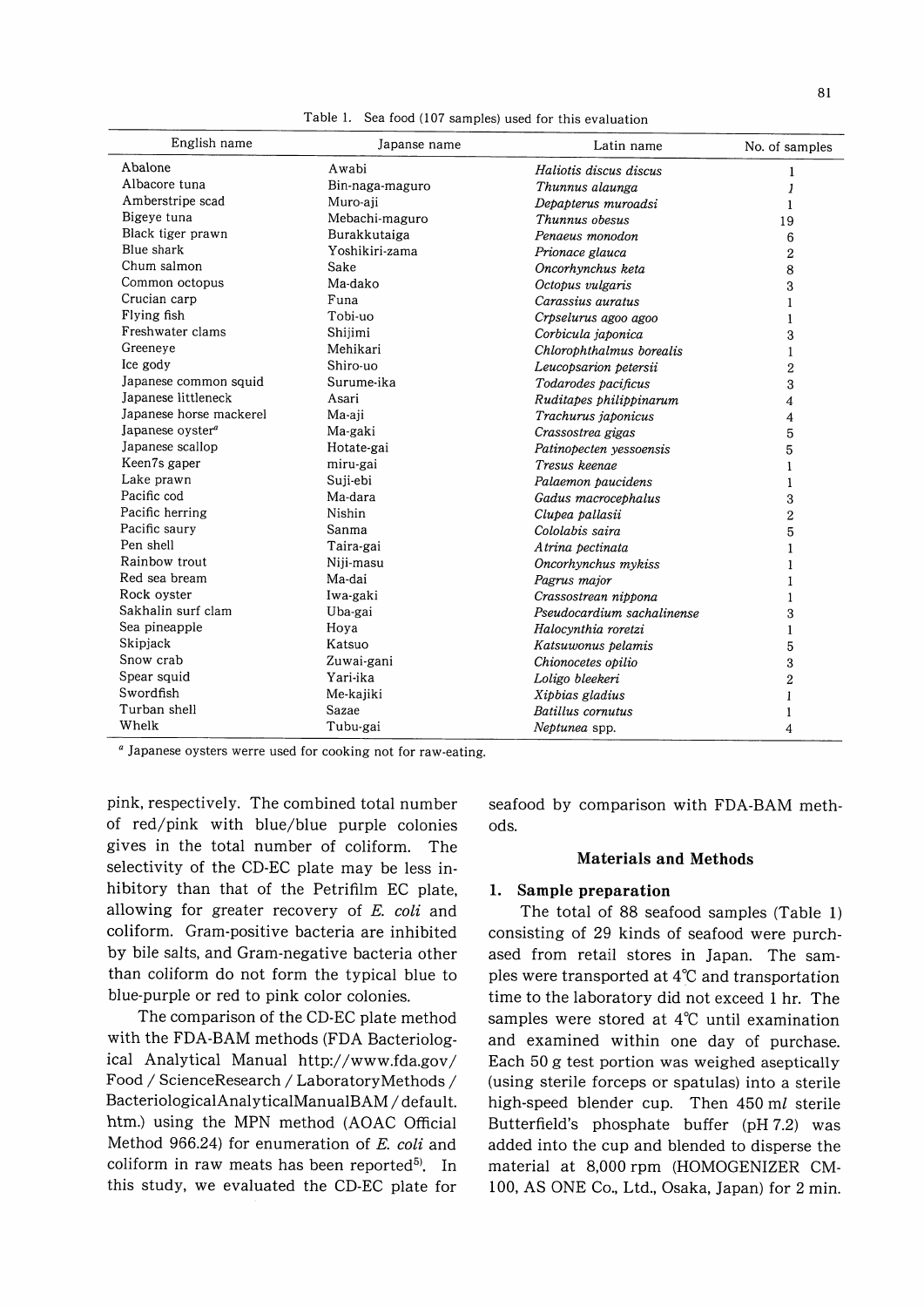Table 1. Sea food (107 samples) used for this evaluation

| English name | Japanse name | Latin name | No. of samples |
|---|---|---|---|
| Abalone | Awabi | *Haliotis discus discus* | 1 |
| Albacore tuna | Bin-naga-maguro | *Thunnus alaunga* | 1 |
| Amberstripe scad | Muro-aji | *Depapterus muroadsi* | 1 |
| Bigeye tuna | Mebachi-maguro | *Thunnus obesus* | 19 |
| Black tiger prawn | Burakkutaiga | *Penaeus monodon* | 6 |
| Blue shark | Yoshikiri-zama | *Prionace glauca* | 2 |
| Chum salmon | Sake | *Oncorhynchus keta* | 8 |
| Common octopus | Ma-dako | *Octopus vulgaris* | 3 |
| Crucian carp | Funa | *Carassius auratus* | 1 |
| Flying fish | Tobi-uo | *Crpselurus agoo agoo* | 1 |
| Freshwater clams | Shijimi | *Corbicula japonica* | 3 |
| Greeneye | Mehikari | *Chlorophthalmus borealis* | 1 |
| Ice gody | Shiro-uo | *Leucopsarion petersii* | 2 |
| Japanese common squid | Surume-ika | *Todarodes pacificus* | 3 |
| Japanese littleneck | Asari | *Ruditapes philippinarum* | 4 |
| Japanese horse mackerel | Ma-aji | *Trachurus japonicus* | 4 |
| Japanese oyster[a] | Ma-gaki | *Crassostrea gigas* | 5 |
| Japanese scallop | Hotate-gai | *Patinopecten yessoensis* | 5 |
| Keen7s gaper | miru-gai | *Tresus keenae* | 1 |
| Lake prawn | Suji-ebi | *Palaemon paucidens* | 1 |
| Pacific cod | Ma-dara | *Gadus macrocephalus* | 3 |
| Pacific herring | Nishin | *Clupea pallasii* | 2 |
| Pacific saury | Sanma | *Cololabis saira* | 5 |
| Pen shell | Taira-gai | *Atrina pectinata* | 1 |
| Rainbow trout | Niji-masu | *Oncorhynchus mykiss* | 1 |
| Red sea bream | Ma-dai | *Pagrus major* | 1 |
| Rock oyster | Iwa-gaki | *Crassostrean nippona* | 1 |
| Sakhalin surf clam | Uba-gai | *Pseudocardium sachalinense* | 3 |
| Sea pineapple | Hoya | *Halocynthia roretzi* | 1 |
| Skipjack | Katsuo | *Katsuwonus pelamis* | 5 |
| Snow crab | Zuwai-gani | *Chionocetes opilio* | 3 |
| Spear squid | Yari-ika | *Loligo bleekeri* | 2 |
| Swordfish | Me-kajiki | *Xipbias gladius* | 1 |
| Turban shell | Sazae | *Batillus cornutus* | 1 |
| Whelk | Tubu-gai | *Neptunea* spp. | 4 |

[a] Japanese oysters werre used for cooking not for raw-eating.

pink, respectively. The combined total number of red/pink with blue/blue purple colonies gives in the total number of coliform. The selectivity of the CD-EC plate may be less inhibitory than that of the Petrifilm EC plate, allowing for greater recovery of *E. coli* and coliform. Gram-positive bacteria are inhibited by bile salts, and Gram-negative bacteria other than coliform do not form the typical blue to blue-purple or red to pink color colonies.

The comparison of the CD-EC plate method with the FDA-BAM methods (FDA Bacteriological Analytical Manual http://www.fda.gov/Food/ScienceResearch/LaboratoryMethods/BacteriologicalAnalyticalManualBAM/default.htm.) using the MPN method (AOAC Official Method 966.24) for enumeration of *E. coli* and coliform in raw meats has been reported[5]. In this study, we evaluated the CD-EC plate for seafood by comparison with FDA-BAM methods.

## Materials and Methods

### 1. Sample preparation

The total of 88 seafood samples (Table 1) consisting of 29 kinds of seafood were purchased from retail stores in Japan. The samples were transported at 4℃ and transportation time to the laboratory did not exceed 1 hr. The samples were stored at 4℃ until examination and examined within one day of purchase. Each 50 g test portion was weighed aseptically (using sterile forceps or spatulas) into a sterile high-speed blender cup. Then 450 ml sterile Butterfield's phosphate buffer (pH 7.2) was added into the cup and blended to disperse the material at 8,000 rpm (HOMOGENIZER CM-100, AS ONE Co., Ltd., Osaka, Japan) for 2 min.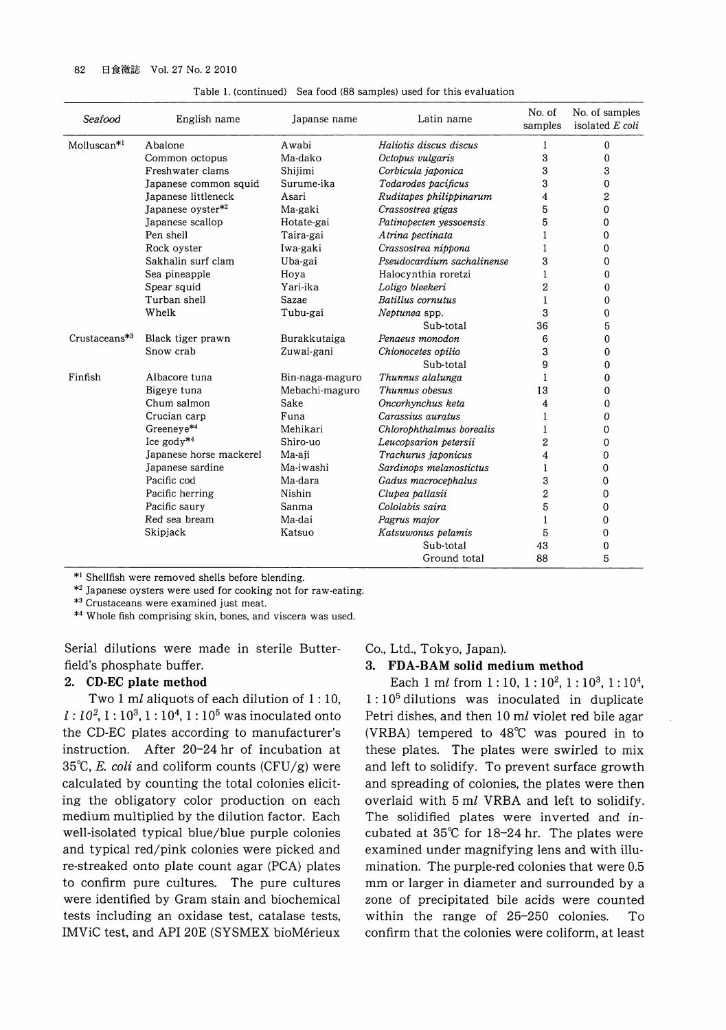Table 1. (continued) Sea food (88 samples) used for this evaluation

| *Seafood* | English name | Japanse name | Latin name | No. of samples | No. of samples isolated *E coli* |
|---|---|---|---|---|---|
| Molluscan*1 | Abalone | Awabi | *Haliotis discus discus* | 1 | 0 |
| | Common octopus | Ma-dako | *Octopus vulgaris* | 3 | 0 |
| | Freshwater clams | Shijimi | *Corbicula japonica* | 3 | 3 |
| | Japanese common squid | Surume-ika | *Todarodes pacificus* | 3 | 0 |
| | Japanese littleneck | Asari | *Ruditapes philippinarum* | 4 | 2 |
| | Japanese oyster*2 | Ma-gaki | *Crassostrea gigas* | 5 | 0 |
| | Japanese scallop | Hotate-gai | *Patinopecten yessoensis* | 5 | 0 |
| | Pen shell | Taira-gai | *Atrina pectinata* | 1 | 0 |
| | Rock oyster | Iwa-gaki | *Crassostrea nippona* | 1 | 0 |
| | Sakhalin surf clam | Uba-gai | *Pseudocardium sachalinense* | 3 | 0 |
| | Sea pineapple | Hoya | Halocynthia roretzi | 1 | 0 |
| | Spear squid | Yari-ika | *Loligo bleekeri* | 2 | 0 |
| | Turban shell | Sazae | *Batillus cornutus* | 1 | 0 |
| | Whelk | Tubu-gai | *Neptunea* spp. | 3 | 0 |
| | | | Sub-total | 36 | 5 |
| Crustaceans*3 | Black tiger prawn | Burakkutaiga | *Penaeus monodon* | 6 | 0 |
| | Snow crab | Zuwai-gani | *Chionocetes opilio* | 3 | 0 |
| | | | Sub-total | 9 | 0 |
| Finfish | Albacore tuna | Bin-naga-maguro | *Thunnus alalunga* | 1 | 0 |
| | Bigeye tuna | Mebachi-maguro | *Thunnus obesus* | 13 | 0 |
| | Chum salmon | Sake | *Oncorhynchus keta* | 4 | 0 |
| | Crucian carp | Funa | *Carassius auratus* | 1 | 0 |
| | Greeneye*4 | Mehikari | *Chlorophthalmus borealis* | 1 | 0 |
| | Ice gody*4 | Shiro-uo | *Leucopsarion petersii* | 2 | 0 |
| | Japanese horse mackerel | Ma-aji | *Trachurus japonicus* | 4 | 0 |
| | Japanese sardine | Ma-iwashi | *Sardinops melanostictus* | 1 | 0 |
| | Pacific cod | Ma-dara | *Gadus macrocephalus* | 3 | 0 |
| | Pacific herring | Nishin | *Clupea pallasii* | 2 | 0 |
| | Pacific saury | Sanma | *Cololabis saira* | 5 | 0 |
| | Red sea bream | Ma-dai | *Pagrus major* | 1 | 0 |
| | Skipjack | Katsuo | *Katsuwonus pelamis* | 5 | 0 |
| | | | Sub-total | 43 | 0 |
| | | | Ground total | 88 | 5 |

*1 Shellfish were removed shells before blending.
*2 Japanese oysters were used for cooking not for raw-eating.
*3 Crustaceans were examined just meat.
*4 Whole fish comprising skin, bones, and viscera was used.

Serial dilutions were made in sterile Butterfield's phosphate buffer.

## 2. CD-EC plate method

Two 1 m*l* aliquots of each dilution of 1 : 10, 1 : $10^2$, 1 : $10^3$, 1 : $10^4$, 1 : $10^5$ was inoculated onto the CD-EC plates according to manufacturer's instruction. After 20–24 hr of incubation at 35℃, *E. coli* and coliform counts (CFU/g) were calculated by counting the total colonies eliciting the obligatory color production on each medium multiplied by the dilution factor. Each well-isolated typical blue/blue purple colonies and typical red/pink colonies were picked and re-streaked onto plate count agar (PCA) plates to confirm pure cultures. The pure cultures were identified by Gram stain and biochemical tests including an oxidase test, catalase tests, IMViC test, and API 20E (SYSMEX bioMérieux Co., Ltd., Tokyo, Japan).

## 3. FDA-BAM solid medium method

Each 1 m*l* from 1 : 10, 1 : $10^2$, 1 : $10^3$, 1 : $10^4$, 1 : $10^5$ dilutions was inoculated in duplicate Petri dishes, and then 10 m*l* violet red bile agar (VRBA) tempered to 48℃ was poured in to these plates. The plates were swirled to mix and left to solidify. To prevent surface growth and spreading of colonies, the plates were then overlaid with 5 m*l* VRBA and left to solidify. The solidified plates were inverted and incubated at 35℃ for 18–24 hr. The plates were examined under magnifying lens and with illumination. The purple-red colonies that were 0.5 mm or larger in diameter and surrounded by a zone of precipitated bile acids were counted within the range of 25–250 colonies. To confirm that the colonies were coliform, at least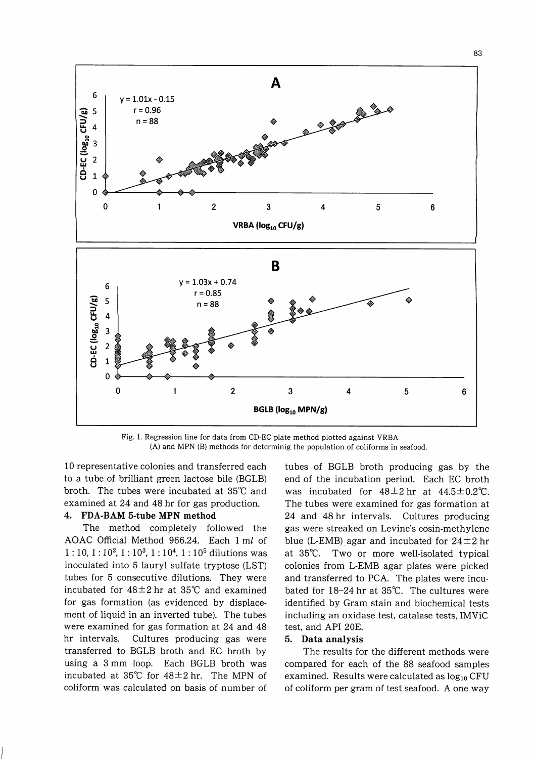Fig. 1. Regression line for data from CD-EC plate method plotted against VRBA (A) and MPN (B) methods for determinig the population of coliforms in seafood.

10 representative colonies and transferred each to a tube of brilliant green lactose bile (BGLB) broth. The tubes were incubated at 35℃ and examined at 24 and 48 hr for gas production.

## 4. FDA-BAM 5-tube MPN method

The method completely followed the AOAC Official Method 966.24. Each 1 m*l* of $1:10$, $1:10^2$, $1:10^3$, $1:10^4$, $1:10^5$ dilutions was inoculated into 5 lauryl sulfate tryptose (LST) tubes for 5 consecutive dilutions. They were incubated for $48\pm2$ hr at 35℃ and examined for gas formation (as evidenced by displacement of liquid in an inverted tube). The tubes were examined for gas formation at 24 and 48 hr intervals. Cultures producing gas were transferred to BGLB broth and EC broth by using a 3 mm loop. Each BGLB broth was incubated at 35℃ for $48\pm2$ hr. The MPN of coliform was calculated on basis of number of tubes of BGLB broth producing gas by the end of the incubation period. Each EC broth was incubated for $48\pm2$ hr at $44.5\pm0.2$℃. The tubes were examined for gas formation at 24 and 48 hr intervals. Cultures producing gas were streaked on Levine's eosin-methylene blue (L-EMB) agar and incubated for $24\pm2$ hr at 35℃. Two or more well-isolated typical colonies from L-EMB agar plates were picked and transferred to PCA. The plates were incubated for 18–24 hr at 35℃. The cultures were identified by Gram stain and biochemical tests including an oxidase test, catalase tests, IMViC test, and API 20E.

## 5. Data analysis

The results for the different methods were compared for each of the 88 seafood samples examined. Results were calculated as $\log_{10}$ CFU of coliform per gram of test seafood. A one way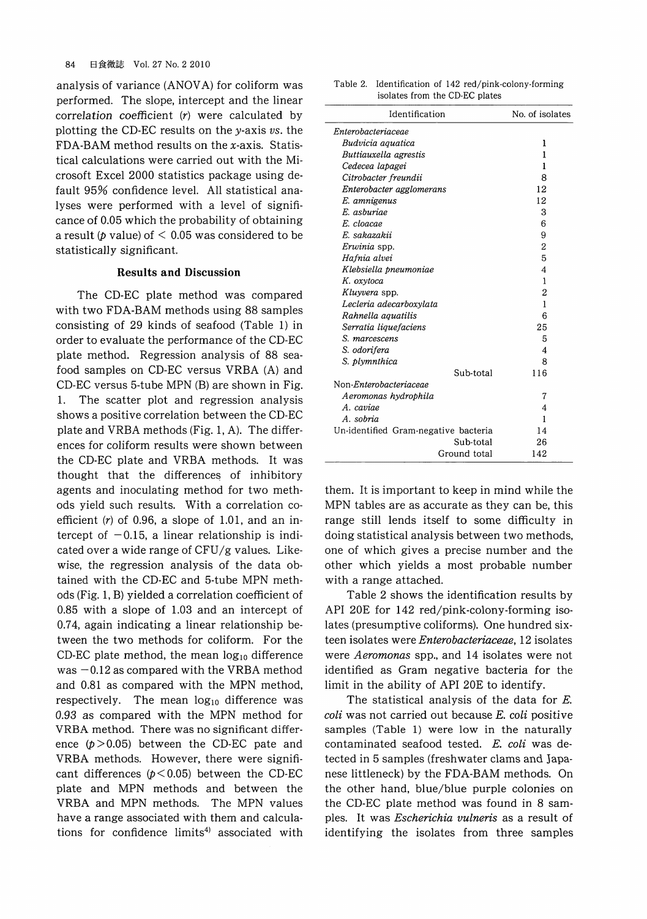analysis of variance (ANOVA) for coliform was performed. The slope, intercept and the linear correlation coefficient (*r*) were calculated by plotting the CD-EC results on the *y*-axis *vs*. the FDA-BAM method results on the *x*-axis. Statistical calculations were carried out with the Microsoft Excel 2000 statistics package using default 95% confidence level. All statistical analyses were performed with a level of significance of 0.05 which the probability of obtaining a result (*p* value) of $< 0.05$ was considered to be statistically significant.

## Results and Discussion

The CD-EC plate method was compared with two FDA-BAM methods using 88 samples consisting of 29 kinds of seafood (Table 1) in order to evaluate the performance of the CD-EC plate method. Regression analysis of 88 seafood samples on CD-EC versus VRBA (A) and CD-EC versus 5-tube MPN (B) are shown in Fig. 1. The scatter plot and regression analysis shows a positive correlation between the CD-EC plate and VRBA methods (Fig. 1, A). The differences for coliform results were shown between the CD-EC plate and VRBA methods. It was thought that the differences of inhibitory agents and inoculating method for two methods yield such results. With a correlation coefficient (*r*) of 0.96, a slope of 1.01, and an intercept of $-0.15$, a linear relationship is indicated over a wide range of CFU/g values. Likewise, the regression analysis of the data obtained with the CD-EC and 5-tube MPN methods (Fig. 1, B) yielded a correlation coefficient of 0.85 with a slope of 1.03 and an intercept of 0.74, again indicating a linear relationship between the two methods for coliform. For the CD-EC plate method, the mean $\log_{10}$ difference was $-0.12$ as compared with the VRBA method and 0.81 as compared with the MPN method, respectively. The mean $\log_{10}$ difference was 0.93 as compared with the MPN method for VRBA method. There was no significant difference ($p > 0.05$) between the CD-EC pate and VRBA methods. However, there were significant differences ($p < 0.05$) between the CD-EC plate and MPN methods and between the VRBA and MPN methods. The MPN values have a range associated with them and calculations for confidence limits[4] associated with them. It is important to keep in mind while the MPN tables are as accurate as they can be, this range still lends itself to some difficulty in doing statistical analysis between two methods, one of which gives a precise number and the other which yields a most probable number with a range attached.

Table 2. Identification of 142 red/pink-colony-forming isolates from the CD-EC plates

| Identification | No. of isolates |
|---|---|
| *Enterobacteriaceae* | |
| *Budvicia aquatica* | 1 |
| *Buttiauxella agrestis* | 1 |
| *Cedecea lapagei* | 1 |
| *Citrobacter freundii* | 8 |
| *Enterobacter agglomerans* | 12 |
| *E. amnigenus* | 12 |
| *E. asburiae* | 3 |
| *E. cloacae* | 6 |
| *E. sakazakii* | 9 |
| *Erwinia* spp. | 2 |
| *Hafnia alvei* | 5 |
| *Klebsiella pneumoniae* | 4 |
| *K. oxytoca* | 1 |
| *Kluyvera* spp. | 2 |
| *Lecleria adecarboxylata* | 1 |
| *Rahnella aquatilis* | 6 |
| *Serratia liquefaciens* | 25 |
| *S. marcescens* | 5 |
| *S. odorifera* | 4 |
| *S. plymnthica* | 8 |
| Sub-total | 116 |
| Non-*Enterobacteriaceae* | |
| *Aeromonas hydrophila* | 7 |
| *A. caviae* | 4 |
| *A. sobria* | 1 |
| Un-identified Gram-negative bacteria | 14 |
| Sub-total | 26 |
| Ground total | 142 |

Table 2 shows the identification results by API 20E for 142 red/pink-colony-forming isolates (presumptive coliforms). One hundred sixteen isolates were *Enterobacteriaceae*, 12 isolates were *Aeromonas* spp., and 14 isolates were not identified as Gram negative bacteria for the limit in the ability of API 20E to identify.

The statistical analysis of the data for *E. coli* was not carried out because *E. coli* positive samples (Table 1) were low in the naturally contaminated seafood tested. *E. coli* was detected in 5 samples (freshwater clams and Japanese littleneck) by the FDA-BAM methods. On the other hand, blue/blue purple colonies on the CD-EC plate method was found in 8 samples. It was *Escherichia vulneris* as a result of identifying the isolates from three samples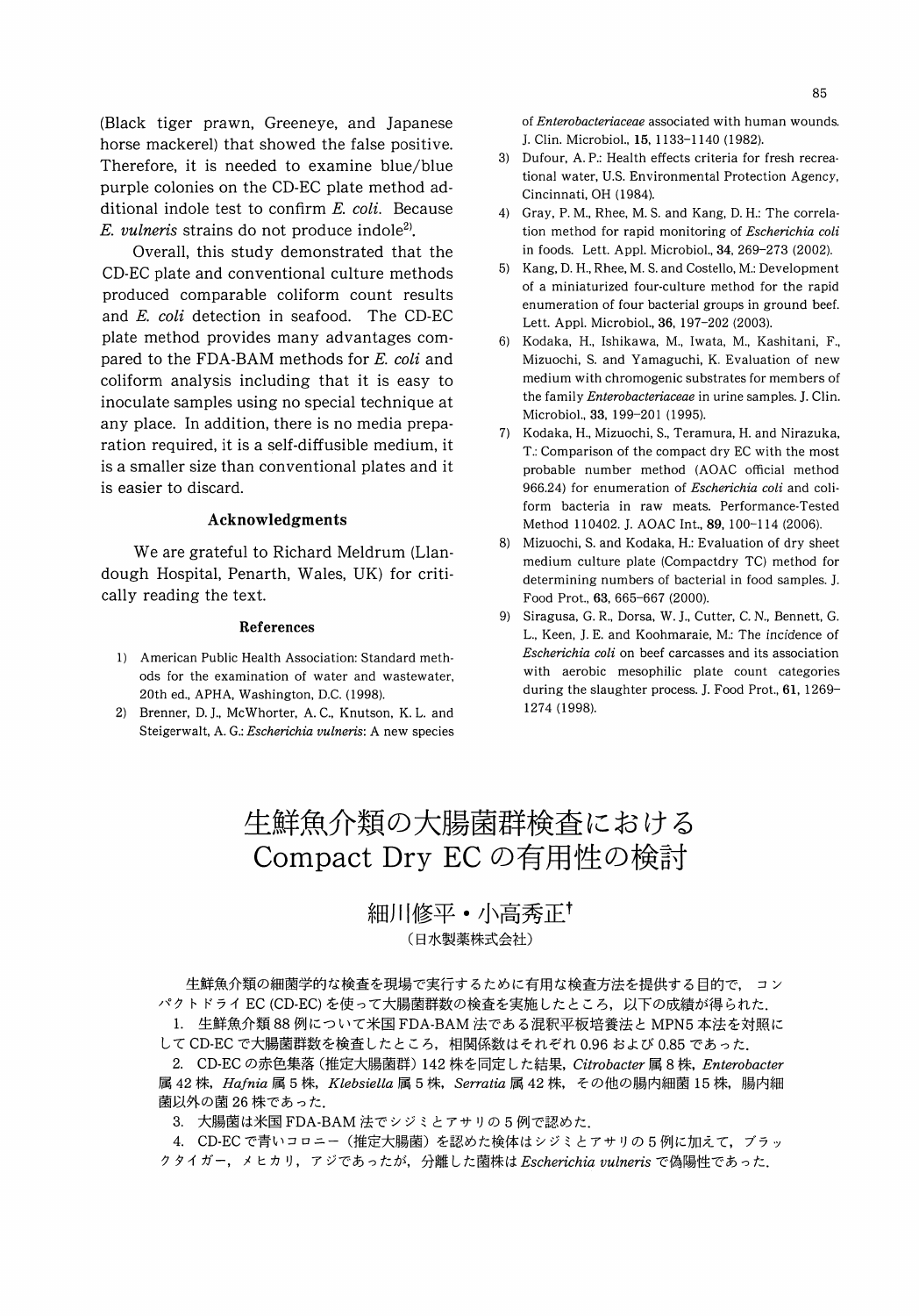(Black tiger prawn, Greeneye, and Japanese horse mackerel) that showed the false positive. Therefore, it is needed to examine blue/blue purple colonies on the CD-EC plate method additional indole test to confirm *E. coli*. Because *E. vulneris* strains do not produce indole[2].

Overall, this study demonstrated that the CD-EC plate and conventional culture methods produced comparable coliform count results and *E. coli* detection in seafood. The CD-EC plate method provides many advantages compared to the FDA-BAM methods for *E. coli* and coliform analysis including that it is easy to inoculate samples using no special technique at any place. In addition, there is no media preparation required, it is a self-diffusible medium, it is a smaller size than conventional plates and it is easier to discard.

### Acknowledgments

We are grateful to Richard Meldrum (Llandough Hospital, Penarth, Wales, UK) for critically reading the text.

### References

1) American Public Health Association: Standard methods for the examination of water and wastewater, 20th ed., APHA, Washington, D.C. (1998).
2) Brenner, D. J., McWhorter, A. C., Knutson, K. L. and Steigerwalt, A. G.: *Escherichia vulneris*: A new species of *Enterobacteriaceae* associated with human wounds. J. Clin. Microbiol., **15**, 1133–1140 (1982).
3) Dufour, A. P.: Health effects criteria for fresh recreational water, U.S. Environmental Protection Agency, Cincinnati, OH (1984).
4) Gray, P. M., Rhee, M. S. and Kang, D. H.: The correlation method for rapid monitoring of *Escherichia coli* in foods. Lett. Appl. Microbiol., **34**, 269–273 (2002).
5) Kang, D. H., Rhee, M. S. and Costello, M.: Development of a miniaturized four-culture method for the rapid enumeration of four bacterial groups in ground beef. Lett. Appl. Microbiol., **36**, 197–202 (2003).
6) Kodaka, H., Ishikawa, M., Iwata, M., Kashitani, F., Mizuochi, S. and Yamaguchi, K. Evaluation of new medium with chromogenic substrates for members of the family *Enterobacteriaceae* in urine samples. J. Clin. Microbiol., **33**, 199–201 (1995).
7) Kodaka, H., Mizuochi, S., Teramura, H. and Nirazuka, T.: Comparison of the compact dry EC with the most probable number method (AOAC official method 966.24) for enumeration of *Escherichia coli* and coliform bacteria in raw meats. Performance-Tested Method 110402. J. AOAC Int., **89**, 100–114 (2006).
8) Mizuochi, S. and Kodaka, H.: Evaluation of dry sheet medium culture plate (Compactdry TC) method for determining numbers of bacterial in food samples. J. Food Prot., **63**, 665–667 (2000).
9) Siragusa, G. R., Dorsa, W. J., Cutter, C. N., Bennett, G. L., Keen, J. E. and Koohmaraie, M.: The incidence of *Escherichia coli* on beef carcasses and its association with aerobic mesophilic plate count categories during the slaughter process. J. Food Prot., **61**, 1269–1274 (1998).

# 生鮮魚介類の大腸菌群検査における Compact Dry EC の有用性の検討

細川修平・小高秀正[†]

（日水製薬株式会社）

生鮮魚介類の細菌学的な検査を現場で実行するために有用な検査方法を提供する目的で，コンパクトドライ EC (CD-EC) を使って大腸菌群数の検査を実施したところ，以下の成績が得られた．

1. 生鮮魚介類 88 例について米国 FDA-BAM 法である混釈平板培養法と MPN5 本法を対照にして CD-EC で大腸菌群数を検査したところ，相関係数はそれぞれ 0.96 および 0.85 であった．

2. CD-EC の赤色集落（推定大腸菌群）142 株を同定した結果，*Citrobacter* 属 8 株，*Enterobacter* 属 42 株，*Hafnia* 属 5 株，*Klebsiella* 属 5 株，*Serratia* 属 42 株，その他の腸内細菌 15 株，腸内細菌以外の菌 26 株であった．

3. 大腸菌は米国 FDA-BAM 法でシジミとアサリの 5 例で認めた．

4. CD-EC で青いコロニー（推定大腸菌）を認めた検体はシジミとアサリの 5 例に加えて，ブラックタイガー，メヒカリ，アジであったが，分離した菌株は *Escherichia vulneris* で偽陽性であった．